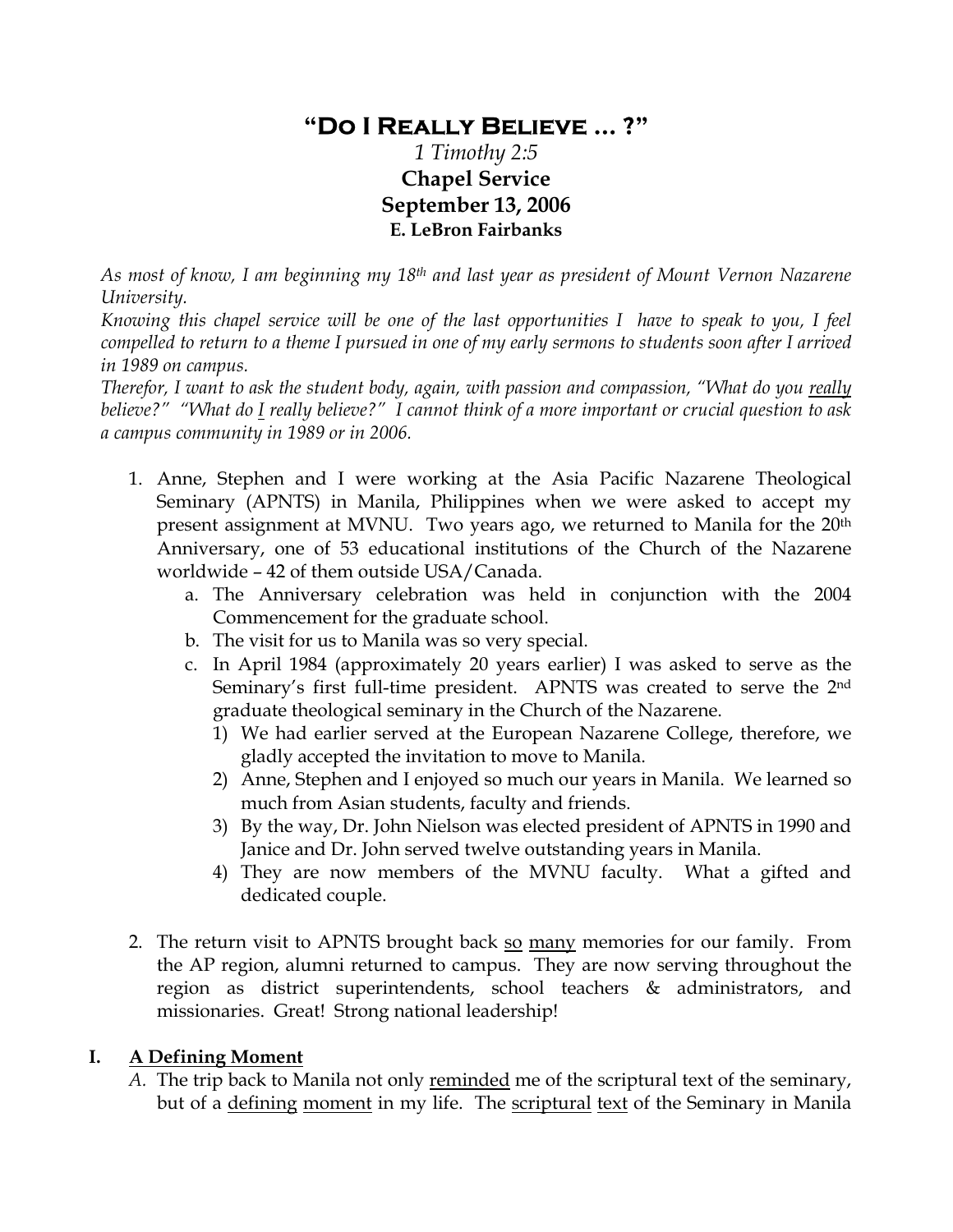# "Do I Really Believe ... ?"

*1 Timothy 2:5*

**Chapel Service**

**September 13, 2006**

**E. LeBron Fairbanks**

*As most of know, I am beginning my 18th and last year as president of Mount Vernon Nazarene University.*

*Knowing this chapel service will be one of the last opportunities I have to speak to you, I feel compelled to return to a theme I pursued in one of my early sermons to students soon after I arrived in 1989 on campus.*

*Therefor, I want to ask the student body, again, with passion and compassion, "What do you <u>really</u> believe?" "What do <u>I</u> really believe?" I cannot think of a more important or crucial question to ask a campus community in 1989 or in 2006.*

1. Anne, Stephen and I were working at the Asia Pacific Nazarene Theological Seminary (APNTS) in Manila, Philippines when we were asked to accept my present assignment at MVNU. Two years ago, we returned to Manila for the 20th Anniversary, one of 53 educational institutions of the Church of the Nazarene worldwide – 42 of them outside USA/Canada.
   a. The Anniversary celebration was held in conjunction with the 2004 Commencement for the graduate school.
   b. The visit for us to Manila was so very special.
   c. In April 1984 (approximately 20 years earlier) I was asked to serve as the Seminary's first full-time president. APNTS was created to serve the 2nd graduate theological seminary in the Church of the Nazarene.
      1) We had earlier served at the European Nazarene College, therefore, we gladly accepted the invitation to move to Manila.
      2) Anne, Stephen and I enjoyed so much our years in Manila. We learned so much from Asian students, faculty and friends.
      3) By the way, Dr. John Nielson was elected president of APNTS in 1990 and Janice and Dr. John served twelve outstanding years in Manila.
      4) They are now members of the MVNU faculty. What a gifted and dedicated couple.

2. The return visit to APNTS brought back <u>so</u> <u>many</u> memories for our family. From the AP region, alumni returned to campus. They are now serving throughout the region as district superintendents, school teachers & administrators, and missionaries. Great! Strong national leadership!

## I. <u>A Defining Moment</u>

*A.* The trip back to Manila not only <u>reminded</u> me of the scriptural text of the seminary, but of a <u>defining</u> <u>moment</u> in my life. The <u>scriptural</u> <u>text</u> of the Seminary in Manila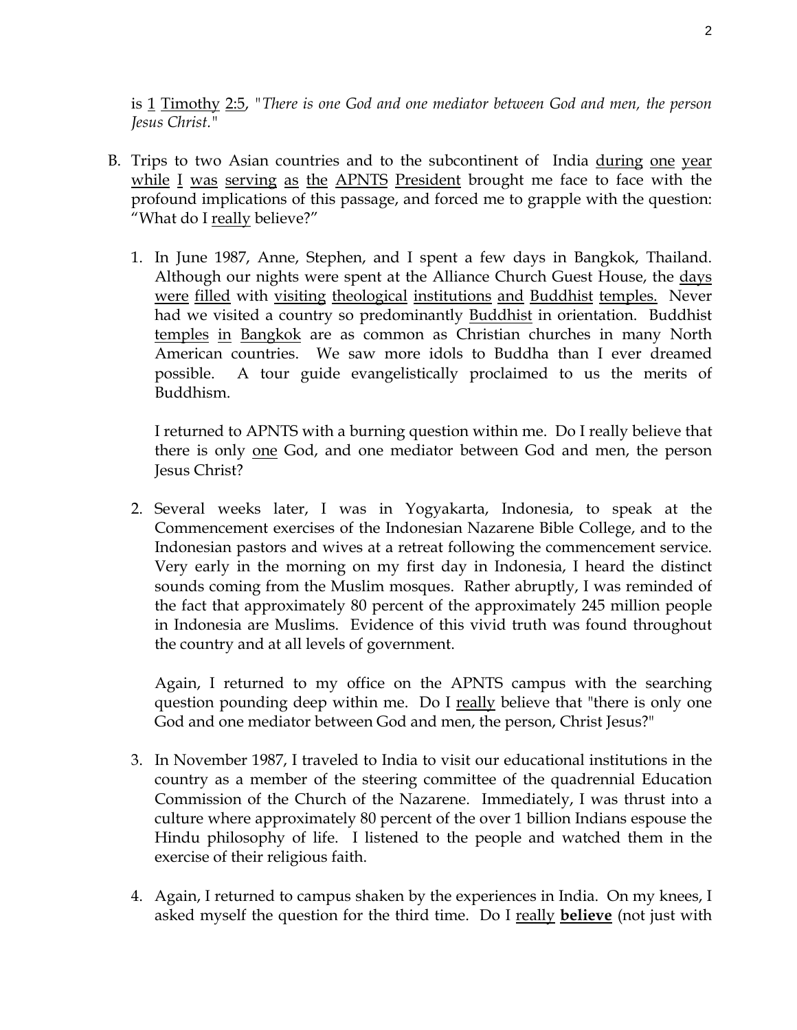is 1 Timothy 2:5, "*There is one God and one mediator between God and men, the person Jesus Christ.*"

B. Trips to two Asian countries and to the subcontinent of India during one year while I was serving as the APNTS President brought me face to face with the profound implications of this passage, and forced me to grapple with the question: "What do I really believe?"

   1. In June 1987, Anne, Stephen, and I spent a few days in Bangkok, Thailand. Although our nights were spent at the Alliance Church Guest House, the days were filled with visiting theological institutions and Buddhist temples. Never had we visited a country so predominantly Buddhist in orientation. Buddhist temples in Bangkok are as common as Christian churches in many North American countries. We saw more idols to Buddha than I ever dreamed possible. A tour guide evangelistically proclaimed to us the merits of Buddhism.

      I returned to APNTS with a burning question within me. Do I really believe that there is only one God, and one mediator between God and men, the person Jesus Christ?

   2. Several weeks later, I was in Yogyakarta, Indonesia, to speak at the Commencement exercises of the Indonesian Nazarene Bible College, and to the Indonesian pastors and wives at a retreat following the commencement service. Very early in the morning on my first day in Indonesia, I heard the distinct sounds coming from the Muslim mosques. Rather abruptly, I was reminded of the fact that approximately 80 percent of the approximately 245 million people in Indonesia are Muslims. Evidence of this vivid truth was found throughout the country and at all levels of government.

      Again, I returned to my office on the APNTS campus with the searching question pounding deep within me. Do I really believe that "there is only one God and one mediator between God and men, the person, Christ Jesus?"

   3. In November 1987, I traveled to India to visit our educational institutions in the country as a member of the steering committee of the quadrennial Education Commission of the Church of the Nazarene. Immediately, I was thrust into a culture where approximately 80 percent of the over 1 billion Indians espouse the Hindu philosophy of life. I listened to the people and watched them in the exercise of their religious faith.

   4. Again, I returned to campus shaken by the experiences in India. On my knees, I asked myself the question for the third time. Do I really **believe** (not just with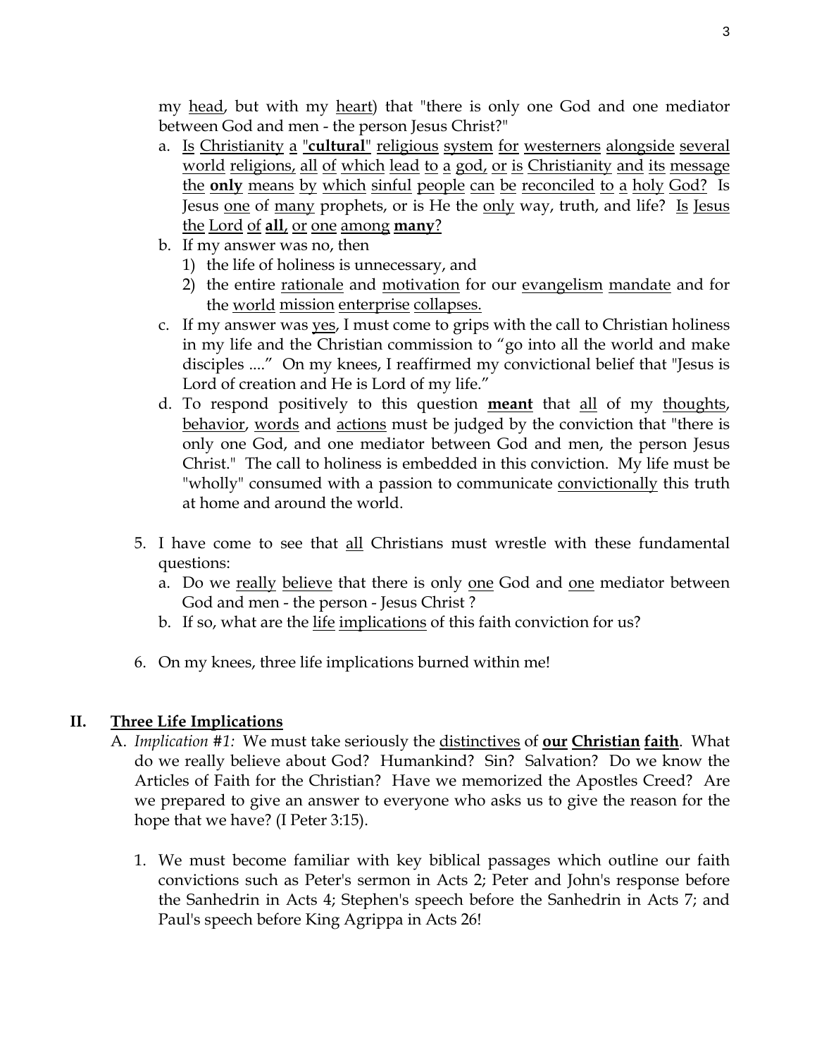my head, but with my heart) that "there is only one God and one mediator between God and men - the person Jesus Christ?"

a. Is Christianity a "**cultural**" religious system for westerners alongside several world religions, all of which lead to a god, or is Christianity and its message the **only** means by which sinful people can be reconciled to a holy God? Is Jesus one of many prophets, or is He the only way, truth, and life? Is Jesus the Lord of **all**, or one among **many**?

b. If my answer was no, then
   1) the life of holiness is unnecessary, and
   2) the entire rationale and motivation for our evangelism mandate and for the world mission enterprise collapses.

c. If my answer was yes, I must come to grips with the call to Christian holiness in my life and the Christian commission to "go into all the world and make disciples ...." On my knees, I reaffirmed my convictional belief that "Jesus is Lord of creation and He is Lord of my life."

d. To respond positively to this question **meant** that all of my thoughts, behavior, words and actions must be judged by the conviction that "there is only one God, and one mediator between God and men, the person Jesus Christ." The call to holiness is embedded in this conviction. My life must be "wholly" consumed with a passion to communicate convictionally this truth at home and around the world.

5. I have come to see that all Christians must wrestle with these fundamental questions:
   a. Do we really believe that there is only one God and one mediator between God and men - the person - Jesus Christ ?
   b. If so, what are the life implications of this faith conviction for us?

6. On my knees, three life implications burned within me!

## II. Three Life Implications

A. *Implication #1:* We must take seriously the distinctives of **our Christian faith**. What do we really believe about God? Humankind? Sin? Salvation? Do we know the Articles of Faith for the Christian? Have we memorized the Apostles Creed? Are we prepared to give an answer to everyone who asks us to give the reason for the hope that we have? (I Peter 3:15).

1. We must become familiar with key biblical passages which outline our faith convictions such as Peter's sermon in Acts 2; Peter and John's response before the Sanhedrin in Acts 4; Stephen's speech before the Sanhedrin in Acts 7; and Paul's speech before King Agrippa in Acts 26!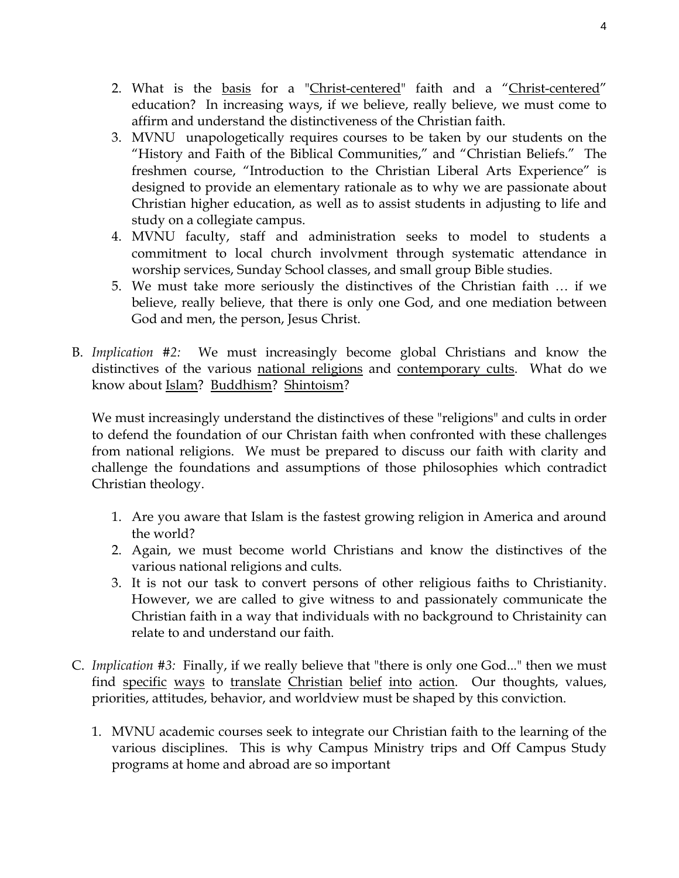2. What is the <u>basis</u> for a "<u>Christ-centered</u>" faith and a "<u>Christ-centered</u>" education? In increasing ways, if we believe, really believe, we must come to affirm and understand the distinctiveness of the Christian faith.
3. MVNU unapologetically requires courses to be taken by our students on the "History and Faith of the Biblical Communities," and "Christian Beliefs." The freshmen course, "Introduction to the Christian Liberal Arts Experience" is designed to provide an elementary rationale as to why we are passionate about Christian higher education, as well as to assist students in adjusting to life and study on a collegiate campus.
4. MVNU faculty, staff and administration seeks to model to students a commitment to local church involvment through systematic attendance in worship services, Sunday School classes, and small group Bible studies.
5. We must take more seriously the distinctives of the Christian faith … if we believe, really believe, that there is only one God, and one mediation between God and men, the person, Jesus Christ.

B. *Implication #2:* We must increasingly become global Christians and know the distinctives of the various <u>national religions</u> and <u>contemporary cults</u>. What do we know about <u>Islam</u>? <u>Buddhism</u>? <u>Shintoism</u>?

We must increasingly understand the distinctives of these "religions" and cults in order to defend the foundation of our Christan faith when confronted with these challenges from national religions. We must be prepared to discuss our faith with clarity and challenge the foundations and assumptions of those philosophies which contradict Christian theology.

1. Are you aware that Islam is the fastest growing religion in America and around the world?
2. Again, we must become world Christians and know the distinctives of the various national religions and cults.
3. It is not our task to convert persons of other religious faiths to Christianity. However, we are called to give witness to and passionately communicate the Christian faith in a way that individuals with no background to Christainity can relate to and understand our faith.

C. *Implication #3:* Finally, if we really believe that "there is only one God..." then we must find <u>specific</u> <u>ways</u> to <u>translate</u> <u>Christian</u> <u>belief</u> <u>into</u> <u>action</u>. Our thoughts, values, priorities, attitudes, behavior, and worldview must be shaped by this conviction.

1. MVNU academic courses seek to integrate our Christian faith to the learning of the various disciplines. This is why Campus Ministry trips and Off Campus Study programs at home and abroad are so important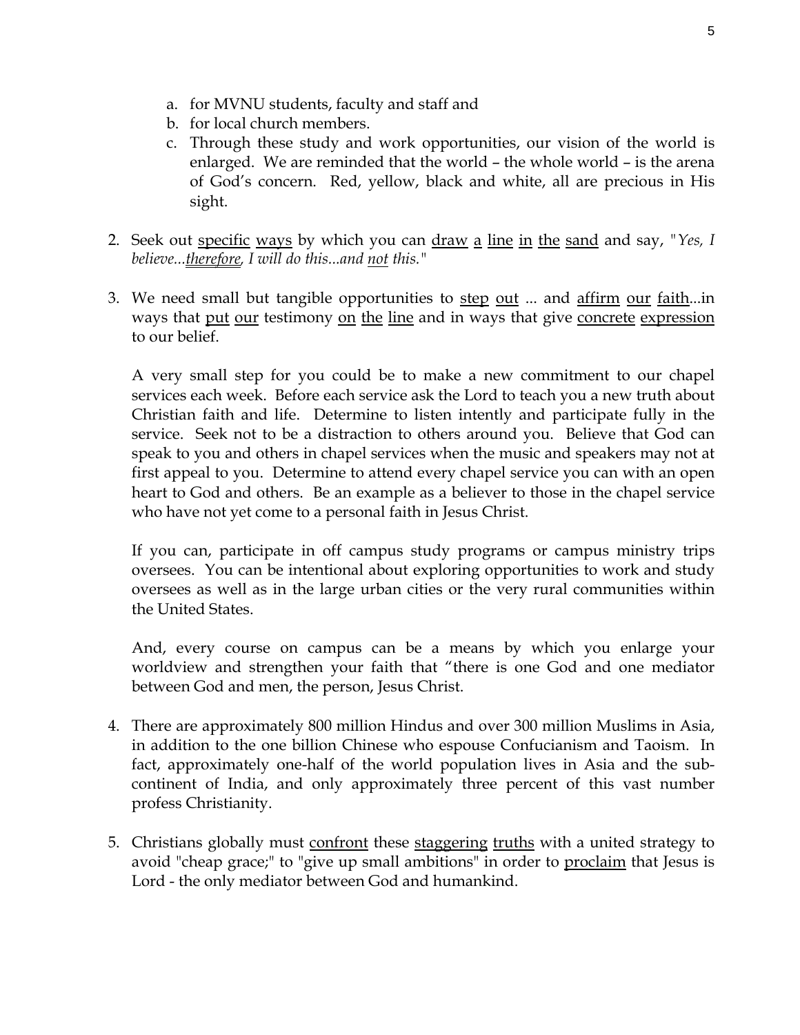a. for MVNU students, faculty and staff and
   b. for local church members.
   c. Through these study and work opportunities, our vision of the world is enlarged. We are reminded that the world – the whole world – is the arena of God's concern. Red, yellow, black and white, all are precious in His sight.

2. Seek out <u>specific</u> <u>ways</u> by which you can <u>draw</u> <u>a</u> <u>line</u> <u>in</u> <u>the</u> <u>sand</u> and say, *"Yes, I believe...<u>therefore</u>, I will do this...and <u>not</u> this."*

3. We need small but tangible opportunities to <u>step</u> <u>out</u> ... and <u>affirm</u> <u>our</u> <u>faith</u>...in ways that <u>put</u> <u>our</u> testimony <u>on</u> <u>the</u> <u>line</u> and in ways that give <u>concrete</u> <u>expression</u> to our belief.

   A very small step for you could be to make a new commitment to our chapel services each week. Before each service ask the Lord to teach you a new truth about Christian faith and life. Determine to listen intently and participate fully in the service. Seek not to be a distraction to others around you. Believe that God can speak to you and others in chapel services when the music and speakers may not at first appeal to you. Determine to attend every chapel service you can with an open heart to God and others. Be an example as a believer to those in the chapel service who have not yet come to a personal faith in Jesus Christ.

   If you can, participate in off campus study programs or campus ministry trips oversees. You can be intentional about exploring opportunities to work and study oversees as well as in the large urban cities or the very rural communities within the United States.

   And, every course on campus can be a means by which you enlarge your worldview and strengthen your faith that "there is one God and one mediator between God and men, the person, Jesus Christ.

4. There are approximately 800 million Hindus and over 300 million Muslims in Asia, in addition to the one billion Chinese who espouse Confucianism and Taoism. In fact, approximately one-half of the world population lives in Asia and the sub-continent of India, and only approximately three percent of this vast number profess Christianity.

5. Christians globally must <u>confront</u> these <u>staggering</u> <u>truths</u> with a united strategy to avoid "cheap grace;" to "give up small ambitions" in order to <u>proclaim</u> that Jesus is Lord - the only mediator between God and humankind.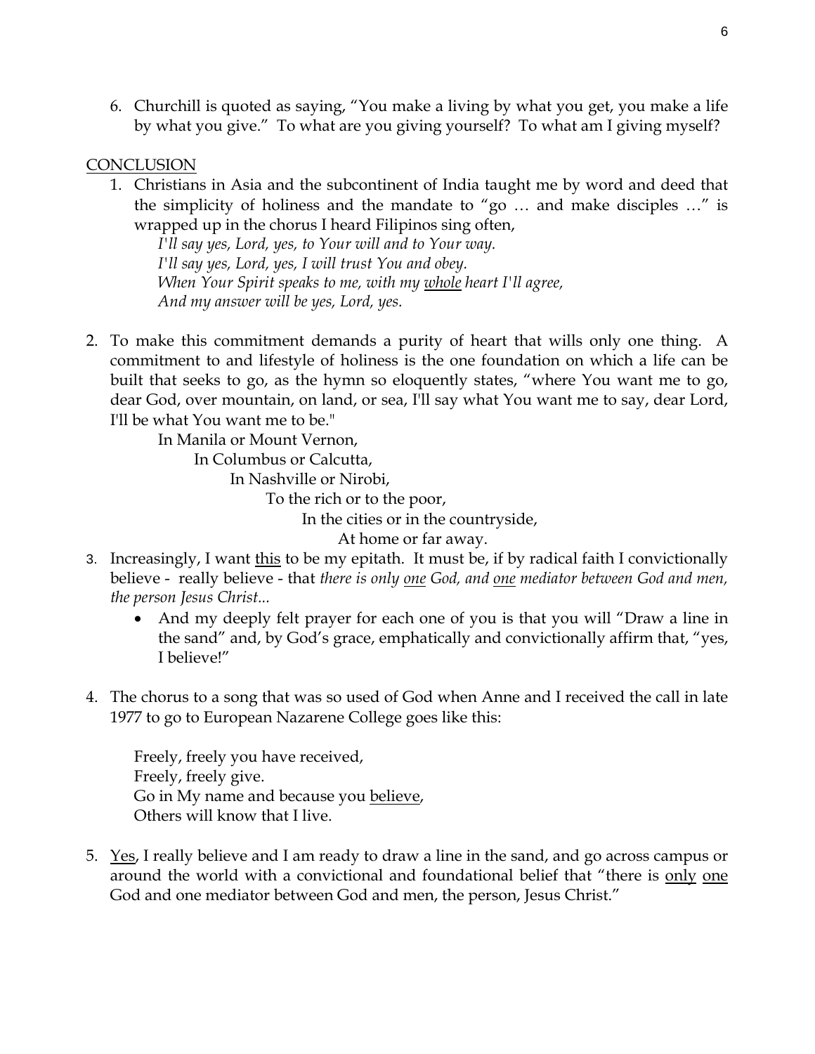6. Churchill is quoted as saying, "You make a living by what you get, you make a life by what you give." To what are you giving yourself? To what am I giving myself?

<u>CONCLUSION</u>

1. Christians in Asia and the subcontinent of India taught me by word and deed that the simplicity of holiness and the mandate to "go … and make disciples …" is wrapped up in the chorus I heard Filipinos sing often,

   *I'll say yes, Lord, yes, to Your will and to Your way.*
   *I'll say yes, Lord, yes, I will trust You and obey.*
   *When Your Spirit speaks to me, with my <u>whole</u> heart I'll agree,*
   *And my answer will be yes, Lord, yes.*

2. To make this commitment demands a purity of heart that wills only one thing. A commitment to and lifestyle of holiness is the one foundation on which a life can be built that seeks to go, as the hymn so eloquently states, "where You want me to go, dear God, over mountain, on land, or sea, I'll say what You want me to say, dear Lord, I'll be what You want me to be."

   In Manila or Mount Vernon,
   In Columbus or Calcutta,
   In Nashville or Nirobi,
   To the rich or to the poor,
   In the cities or in the countryside,
   At home or far away.

3. Increasingly, I want <u>this</u> to be my epitath. It must be, if by radical faith I convictionally believe - really believe - that *there is only <u>one</u> God, and <u>one</u> mediator between God and men, the person Jesus Christ...*
   - And my deeply felt prayer for each one of you is that you will "Draw a line in the sand" and, by God's grace, emphatically and convictionally affirm that, "yes, I believe!"

4. The chorus to a song that was so used of God when Anne and I received the call in late 1977 to go to European Nazarene College goes like this:

   Freely, freely you have received,
   Freely, freely give.
   Go in My name and because you <u>believe</u>,
   Others will know that I live.

5. <u>Yes</u>, I really believe and I am ready to draw a line in the sand, and go across campus or around the world with a convictional and foundational belief that "there is <u>only</u> <u>one</u> God and one mediator between God and men, the person, Jesus Christ."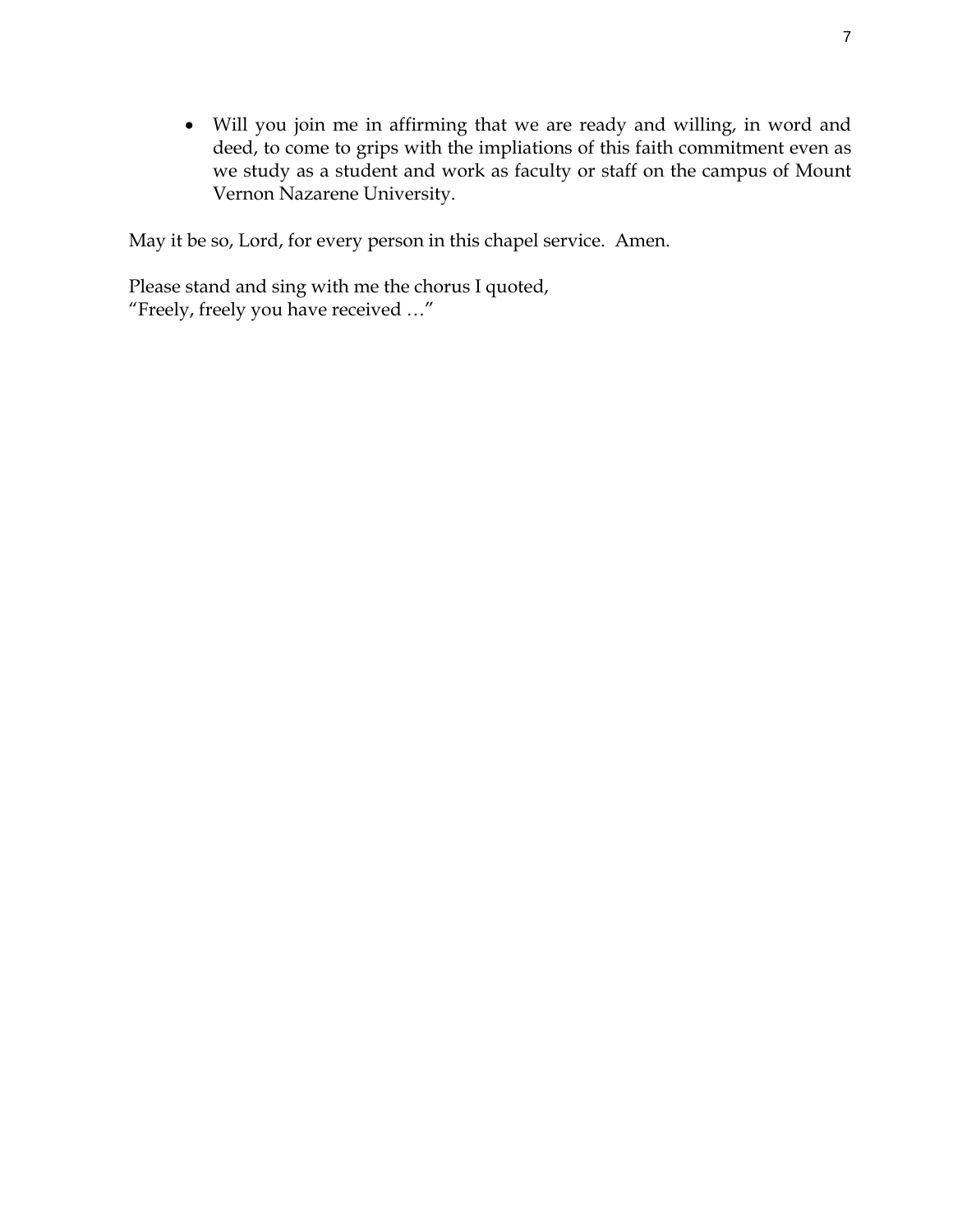- Will you join me in affirming that we are ready and willing, in word and deed, to come to grips with the impliations of this faith commitment even as we study as a student and work as faculty or staff on the campus of Mount Vernon Nazarene University.

May it be so, Lord, for every person in this chapel service. Amen.

Please stand and sing with me the chorus I quoted,
"Freely, freely you have received …"